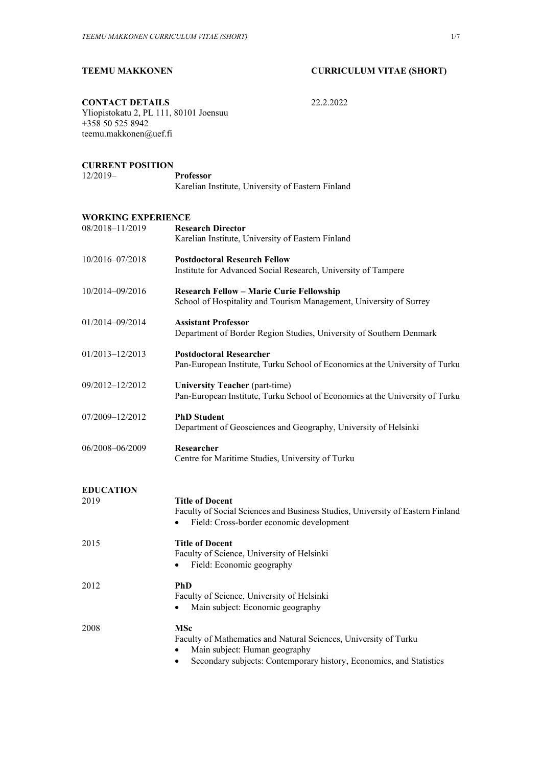**TEEMU MAKKONEN** **CURRICULUM VITAE (SHORT)**

**CONTACT DETAILS** 22.2.2022

Yliopistokatu 2, PL 111, 80101 Joensuu
+358 50 525 8942
teemu.makkonen@uef.fi

## CURRENT POSITION

12/2019– **Professor**
Karelian Institute, University of Eastern Finland

## WORKING EXPERIENCE

08/2018–11/2019 **Research Director**
Karelian Institute, University of Eastern Finland

10/2016–07/2018 **Postdoctoral Research Fellow**
Institute for Advanced Social Research, University of Tampere

10/2014–09/2016 **Research Fellow – Marie Curie Fellowship**
School of Hospitality and Tourism Management, University of Surrey

01/2014–09/2014 **Assistant Professor**
Department of Border Region Studies, University of Southern Denmark

01/2013–12/2013 **Postdoctoral Researcher**
Pan-European Institute, Turku School of Economics at the University of Turku

09/2012–12/2012 **University Teacher** (part-time)
Pan-European Institute, Turku School of Economics at the University of Turku

07/2009–12/2012 **PhD Student**
Department of Geosciences and Geography, University of Helsinki

06/2008–06/2009 **Researcher**
Centre for Maritime Studies, University of Turku

## EDUCATION

2019 **Title of Docent**
Faculty of Social Sciences and Business Studies, University of Eastern Finland
- Field: Cross-border economic development

2015 **Title of Docent**
Faculty of Science, University of Helsinki
- Field: Economic geography

2012 **PhD**
Faculty of Science, University of Helsinki
- Main subject: Economic geography

2008 **MSc**
Faculty of Mathematics and Natural Sciences, University of Turku
- Main subject: Human geography
- Secondary subjects: Contemporary history, Economics, and Statistics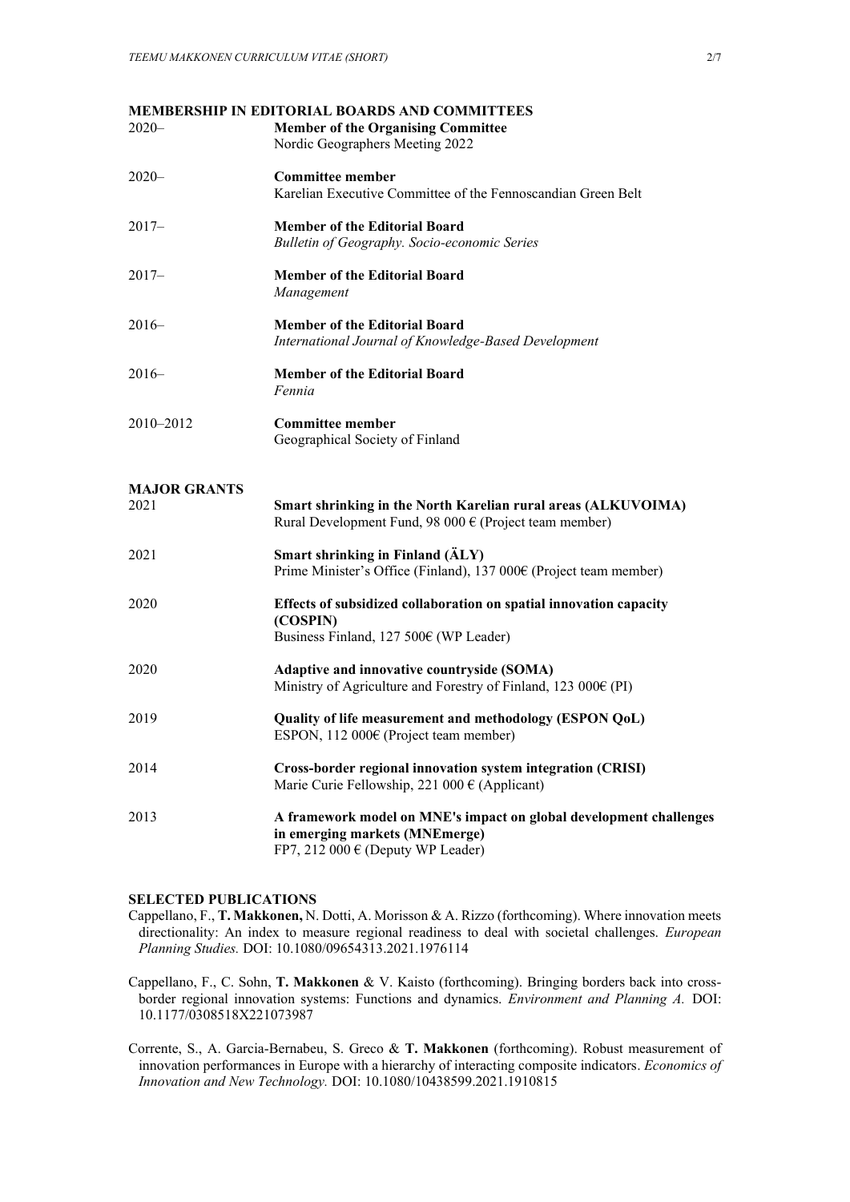## MEMBERSHIP IN EDITORIAL BOARDS AND COMMITTEES

2020– **Member of the Organising Committee**
Nordic Geographers Meeting 2022

2020– **Committee member**
Karelian Executive Committee of the Fennoscandian Green Belt

2017– **Member of the Editorial Board**
*Bulletin of Geography. Socio-economic Series*

2017– **Member of the Editorial Board**
*Management*

2016– **Member of the Editorial Board**
*International Journal of Knowledge-Based Development*

2016– **Member of the Editorial Board**
*Fennia*

2010–2012 **Committee member**
Geographical Society of Finland

## MAJOR GRANTS

2021 **Smart shrinking in the North Karelian rural areas (ALKUVOIMA)**
Rural Development Fund, 98 000 € (Project team member)

2021 **Smart shrinking in Finland (ÄLY)**
Prime Minister's Office (Finland), 137 000€ (Project team member)

2020 **Effects of subsidized collaboration on spatial innovation capacity (COSPIN)**
Business Finland, 127 500€ (WP Leader)

2020 **Adaptive and innovative countryside (SOMA)**
Ministry of Agriculture and Forestry of Finland, 123 000€ (PI)

2019 **Quality of life measurement and methodology (ESPON QoL)**
ESPON, 112 000€ (Project team member)

2014 **Cross-border regional innovation system integration (CRISI)**
Marie Curie Fellowship, 221 000 € (Applicant)

2013 **A framework model on MNE's impact on global development challenges in emerging markets (MNEmerge)**
FP7, 212 000 € (Deputy WP Leader)

## SELECTED PUBLICATIONS

Cappellano, F., **T. Makkonen,** N. Dotti, A. Morisson & A. Rizzo (forthcoming). Where innovation meets directionality: An index to measure regional readiness to deal with societal challenges. *European Planning Studies.* DOI: 10.1080/09654313.2021.1976114

Cappellano, F., C. Sohn, **T. Makkonen** & V. Kaisto (forthcoming). Bringing borders back into cross-border regional innovation systems: Functions and dynamics. *Environment and Planning A*. DOI: 10.1177/0308518X221073987

Corrente, S., A. Garcia-Bernabeu, S. Greco & **T. Makkonen** (forthcoming). Robust measurement of innovation performances in Europe with a hierarchy of interacting composite indicators. *Economics of Innovation and New Technology.* DOI: 10.1080/10438599.2021.1910815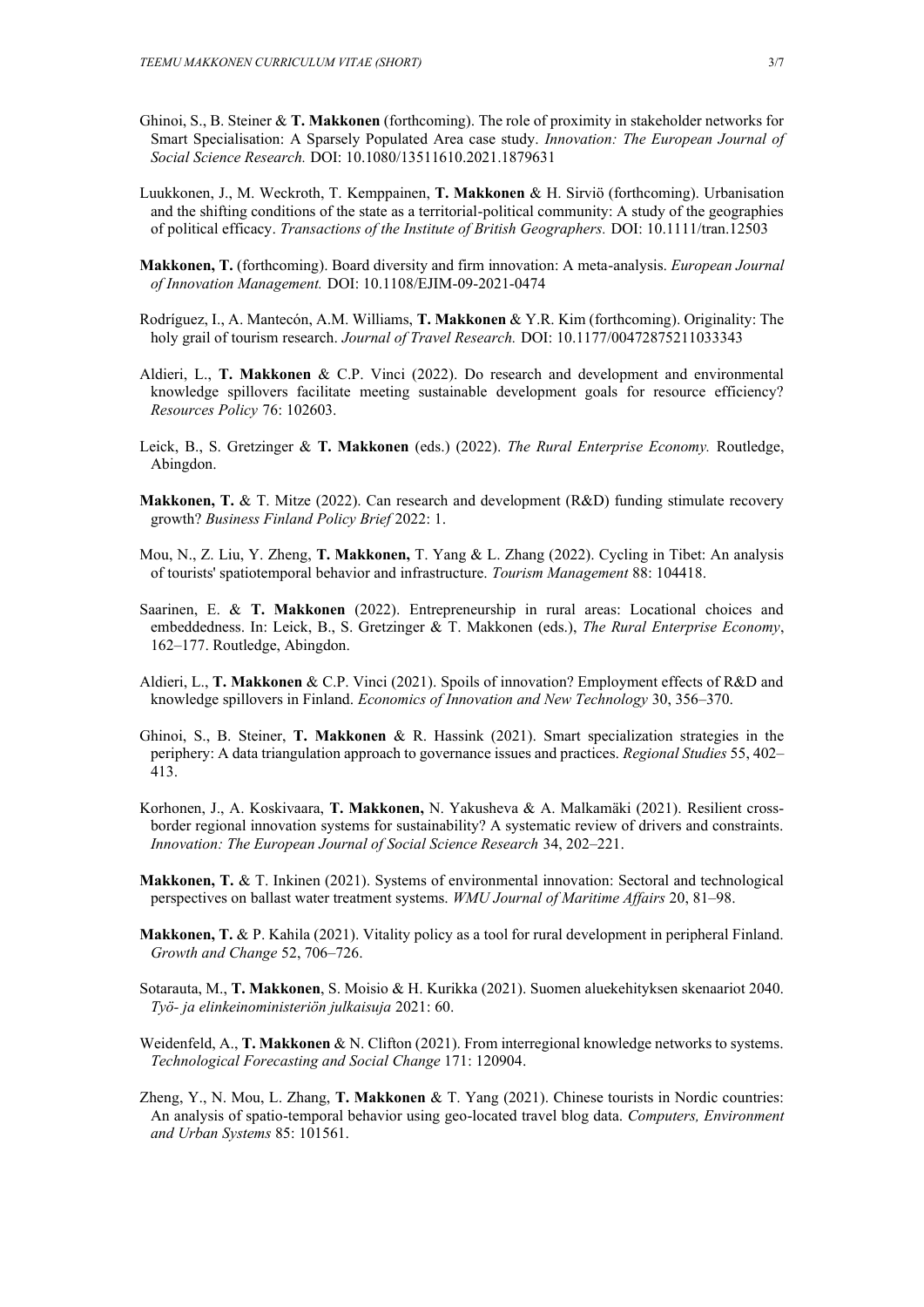Ghinoi, S., B. Steiner & **T. Makkonen** (forthcoming). The role of proximity in stakeholder networks for Smart Specialisation: A Sparsely Populated Area case study. *Innovation: The European Journal of Social Science Research.* DOI: 10.1080/13511610.2021.1879631

Luukkonen, J., M. Weckroth, T. Kemppainen, **T. Makkonen** & H. Sirviö (forthcoming). Urbanisation and the shifting conditions of the state as a territorial-political community: A study of the geographies of political efficacy. *Transactions of the Institute of British Geographers.* DOI: 10.1111/tran.12503

**Makkonen, T.** (forthcoming). Board diversity and firm innovation: A meta-analysis. *European Journal of Innovation Management.* DOI: 10.1108/EJIM-09-2021-0474

Rodríguez, I., A. Mantecón, A.M. Williams, **T. Makkonen** & Y.R. Kim (forthcoming). Originality: The holy grail of tourism research. *Journal of Travel Research.* DOI: 10.1177/00472875211033343

Aldieri, L., **T. Makkonen** & C.P. Vinci (2022). Do research and development and environmental knowledge spillovers facilitate meeting sustainable development goals for resource efficiency? *Resources Policy* 76: 102603.

Leick, B., S. Gretzinger & **T. Makkonen** (eds.) (2022). *The Rural Enterprise Economy.* Routledge, Abingdon.

**Makkonen, T.** & T. Mitze (2022). Can research and development (R&D) funding stimulate recovery growth? *Business Finland Policy Brief* 2022: 1.

Mou, N., Z. Liu, Y. Zheng, **T. Makkonen,** T. Yang & L. Zhang (2022). Cycling in Tibet: An analysis of tourists' spatiotemporal behavior and infrastructure. *Tourism Management* 88: 104418.

Saarinen, E. & **T. Makkonen** (2022). Entrepreneurship in rural areas: Locational choices and embeddedness. In: Leick, B., S. Gretzinger & T. Makkonen (eds.), *The Rural Enterprise Economy*, 162–177. Routledge, Abingdon.

Aldieri, L., **T. Makkonen** & C.P. Vinci (2021). Spoils of innovation? Employment effects of R&D and knowledge spillovers in Finland. *Economics of Innovation and New Technology* 30, 356–370.

Ghinoi, S., B. Steiner, **T. Makkonen** & R. Hassink (2021). Smart specialization strategies in the periphery: A data triangulation approach to governance issues and practices. *Regional Studies* 55, 402–413.

Korhonen, J., A. Koskivaara, **T. Makkonen,** N. Yakusheva & A. Malkamäki (2021). Resilient cross-border regional innovation systems for sustainability? A systematic review of drivers and constraints. *Innovation: The European Journal of Social Science Research* 34, 202–221.

**Makkonen, T.** & T. Inkinen (2021). Systems of environmental innovation: Sectoral and technological perspectives on ballast water treatment systems. *WMU Journal of Maritime Affairs* 20, 81–98.

**Makkonen, T.** & P. Kahila (2021). Vitality policy as a tool for rural development in peripheral Finland. *Growth and Change* 52, 706–726.

Sotarauta, M., **T. Makkonen**, S. Moisio & H. Kurikka (2021). Suomen aluekehityksen skenaariot 2040. *Työ- ja elinkeinoministeriön julkaisuja* 2021: 60.

Weidenfeld, A., **T. Makkonen** & N. Clifton (2021). From interregional knowledge networks to systems. *Technological Forecasting and Social Change* 171: 120904.

Zheng, Y., N. Mou, L. Zhang, **T. Makkonen** & T. Yang (2021). Chinese tourists in Nordic countries: An analysis of spatio-temporal behavior using geo-located travel blog data. *Computers, Environment and Urban Systems* 85: 101561.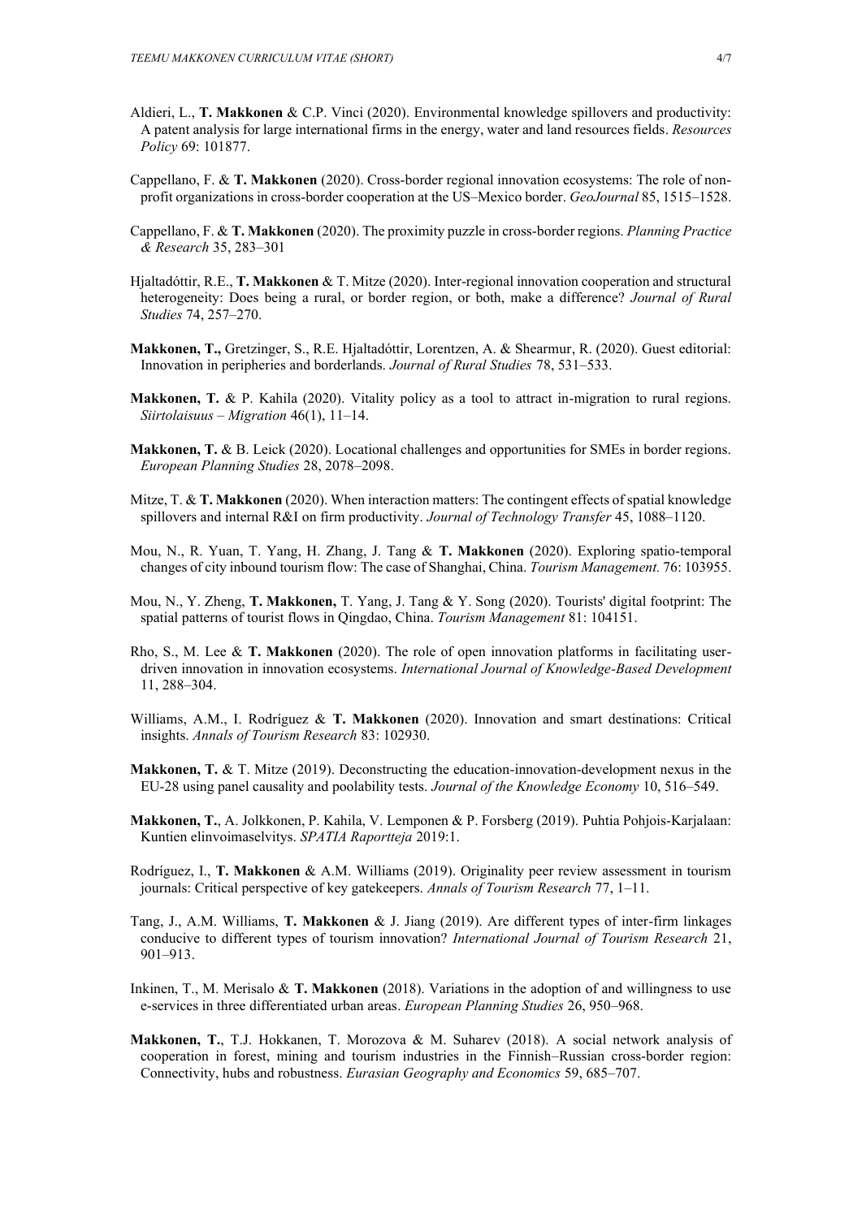Aldieri, L., **T. Makkonen** & C.P. Vinci (2020). Environmental knowledge spillovers and productivity: A patent analysis for large international firms in the energy, water and land resources fields. *Resources Policy* 69: 101877.

Cappellano, F. & **T. Makkonen** (2020). Cross-border regional innovation ecosystems: The role of non-profit organizations in cross-border cooperation at the US–Mexico border. *GeoJournal* 85, 1515–1528.

Cappellano, F. & **T. Makkonen** (2020). The proximity puzzle in cross-border regions. *Planning Practice & Research* 35, 283–301

Hjaltadóttir, R.E., **T. Makkonen** & T. Mitze (2020). Inter-regional innovation cooperation and structural heterogeneity: Does being a rural, or border region, or both, make a difference? *Journal of Rural Studies* 74, 257–270.

**Makkonen, T.,** Gretzinger, S., R.E. Hjaltadóttir, Lorentzen, A. & Shearmur, R. (2020). Guest editorial: Innovation in peripheries and borderlands. *Journal of Rural Studies* 78, 531–533.

**Makkonen, T.** & P. Kahila (2020). Vitality policy as a tool to attract in-migration to rural regions. *Siirtolaisuus – Migration* 46(1), 11–14.

**Makkonen, T.** & B. Leick (2020). Locational challenges and opportunities for SMEs in border regions. *European Planning Studies* 28, 2078–2098.

Mitze, T. & **T. Makkonen** (2020). When interaction matters: The contingent effects of spatial knowledge spillovers and internal R&I on firm productivity. *Journal of Technology Transfer* 45, 1088–1120.

Mou, N., R. Yuan, T. Yang, H. Zhang, J. Tang & **T. Makkonen** (2020). Exploring spatio-temporal changes of city inbound tourism flow: The case of Shanghai, China. *Tourism Management.* 76: 103955.

Mou, N., Y. Zheng, **T. Makkonen,** T. Yang, J. Tang & Y. Song (2020). Tourists' digital footprint: The spatial patterns of tourist flows in Qingdao, China. *Tourism Management* 81: 104151.

Rho, S., M. Lee & **T. Makkonen** (2020). The role of open innovation platforms in facilitating user-driven innovation in innovation ecosystems. *International Journal of Knowledge-Based Development* 11, 288–304.

Williams, A.M., I. Rodríguez & **T. Makkonen** (2020). Innovation and smart destinations: Critical insights. *Annals of Tourism Research* 83: 102930.

**Makkonen, T.** & T. Mitze (2019). Deconstructing the education-innovation-development nexus in the EU-28 using panel causality and poolability tests. *Journal of the Knowledge Economy* 10, 516–549.

**Makkonen, T.**, A. Jolkkonen, P. Kahila, V. Lemponen & P. Forsberg (2019). Puhtia Pohjois-Karjalaan: Kuntien elinvoimaselvitys. *SPATIA Raportteja* 2019:1.

Rodríguez, I., **T. Makkonen** & A.M. Williams (2019). Originality peer review assessment in tourism journals: Critical perspective of key gatekeepers. *Annals of Tourism Research* 77, 1–11.

Tang, J., A.M. Williams, **T. Makkonen** & J. Jiang (2019). Are different types of inter-firm linkages conducive to different types of tourism innovation? *International Journal of Tourism Research* 21, 901–913.

Inkinen, T., M. Merisalo & **T. Makkonen** (2018). Variations in the adoption of and willingness to use e-services in three differentiated urban areas. *European Planning Studies* 26, 950–968.

**Makkonen, T.**, T.J. Hokkanen, T. Morozova & M. Suharev (2018). A social network analysis of cooperation in forest, mining and tourism industries in the Finnish–Russian cross-border region: Connectivity, hubs and robustness. *Eurasian Geography and Economics* 59, 685–707.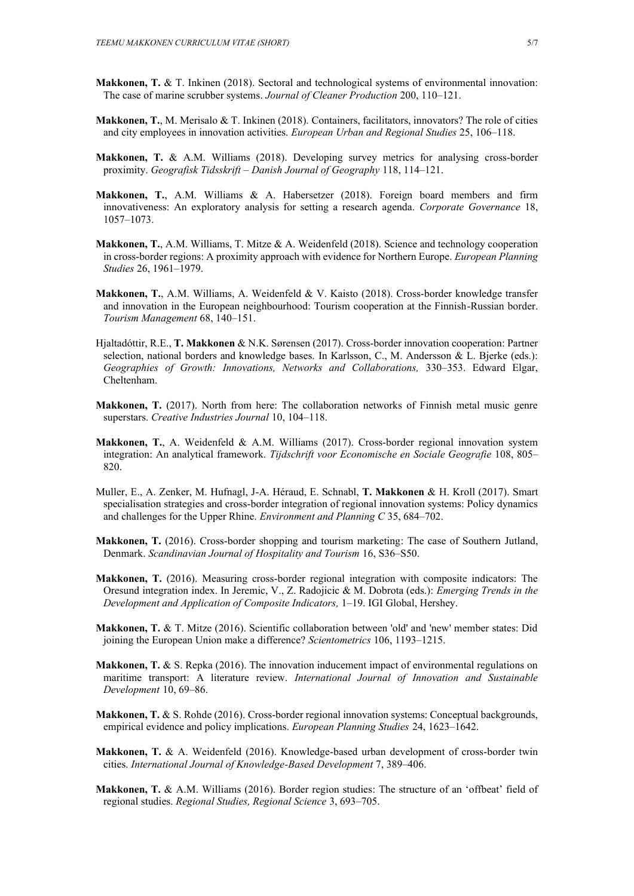**Makkonen, T.** & T. Inkinen (2018). Sectoral and technological systems of environmental innovation: The case of marine scrubber systems. *Journal of Cleaner Production* 200, 110–121.

**Makkonen, T.**, M. Merisalo & T. Inkinen (2018). Containers, facilitators, innovators? The role of cities and city employees in innovation activities. *European Urban and Regional Studies* 25, 106–118.

**Makkonen, T.** & A.M. Williams (2018). Developing survey metrics for analysing cross-border proximity. *Geografisk Tidsskrift – Danish Journal of Geography* 118, 114–121.

**Makkonen, T.**, A.M. Williams & A. Habersetzer (2018). Foreign board members and firm innovativeness: An exploratory analysis for setting a research agenda. *Corporate Governance* 18, 1057–1073.

**Makkonen, T.**, A.M. Williams, T. Mitze & A. Weidenfeld (2018). Science and technology cooperation in cross-border regions: A proximity approach with evidence for Northern Europe. *European Planning Studies* 26, 1961–1979.

**Makkonen, T.**, A.M. Williams, A. Weidenfeld & V. Kaisto (2018). Cross-border knowledge transfer and innovation in the European neighbourhood: Tourism cooperation at the Finnish-Russian border. *Tourism Management* 68, 140–151.

Hjaltadóttir, R.E., **T. Makkonen** & N.K. Sørensen (2017). Cross-border innovation cooperation: Partner selection, national borders and knowledge bases. In Karlsson, C., M. Andersson & L. Bjerke (eds.): *Geographies of Growth: Innovations, Networks and Collaborations,* 330–353. Edward Elgar, Cheltenham.

**Makkonen, T.** (2017). North from here: The collaboration networks of Finnish metal music genre superstars. *Creative Industries Journal* 10, 104–118.

**Makkonen, T.**, A. Weidenfeld & A.M. Williams (2017). Cross-border regional innovation system integration: An analytical framework. *Tijdschrift voor Economische en Sociale Geografie* 108, 805–820.

Muller, E., A. Zenker, M. Hufnagl, J-A. Héraud, E. Schnabl, **T. Makkonen** & H. Kroll (2017). Smart specialisation strategies and cross-border integration of regional innovation systems: Policy dynamics and challenges for the Upper Rhine. *Environment and Planning C* 35, 684–702.

**Makkonen, T.** (2016). Cross-border shopping and tourism marketing: The case of Southern Jutland, Denmark. *Scandinavian Journal of Hospitality and Tourism* 16, S36–S50.

**Makkonen, T.** (2016). Measuring cross-border regional integration with composite indicators: The Oresund integration index. In Jeremic, V., Z. Radojicic & M. Dobrota (eds.): *Emerging Trends in the Development and Application of Composite Indicators,* 1–19. IGI Global, Hershey.

**Makkonen, T.** & T. Mitze (2016). Scientific collaboration between 'old' and 'new' member states: Did joining the European Union make a difference? *Scientometrics* 106, 1193–1215.

**Makkonen, T.** & S. Repka (2016). The innovation inducement impact of environmental regulations on maritime transport: A literature review. *International Journal of Innovation and Sustainable Development* 10, 69–86.

**Makkonen, T.** & S. Rohde (2016). Cross-border regional innovation systems: Conceptual backgrounds, empirical evidence and policy implications. *European Planning Studies* 24, 1623–1642.

**Makkonen, T.** & A. Weidenfeld (2016). Knowledge-based urban development of cross-border twin cities. *International Journal of Knowledge-Based Development* 7, 389–406.

**Makkonen, T.** & A.M. Williams (2016). Border region studies: The structure of an 'offbeat' field of regional studies. *Regional Studies, Regional Science* 3, 693–705.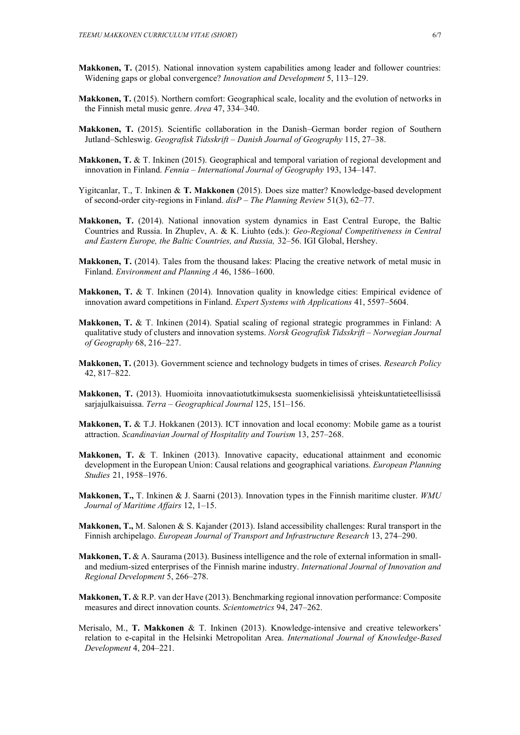**Makkonen, T.** (2015). National innovation system capabilities among leader and follower countries: Widening gaps or global convergence? *Innovation and Development* 5, 113–129.

**Makkonen, T.** (2015). Northern comfort: Geographical scale, locality and the evolution of networks in the Finnish metal music genre. *Area* 47, 334–340.

**Makkonen, T.** (2015). Scientific collaboration in the Danish–German border region of Southern Jutland–Schleswig. *Geografisk Tidsskrift – Danish Journal of Geography* 115, 27–38.

**Makkonen, T.** & T. Inkinen (2015). Geographical and temporal variation of regional development and innovation in Finland. *Fennia – International Journal of Geography* 193, 134–147.

Yigitcanlar, T., T. Inkinen & **T. Makkonen** (2015). Does size matter? Knowledge-based development of second-order city-regions in Finland. *disP – The Planning Review* 51(3), 62–77.

**Makkonen, T.** (2014). National innovation system dynamics in East Central Europe, the Baltic Countries and Russia. In Zhuplev, A. & K. Liuhto (eds.): *Geo-Regional Competitiveness in Central and Eastern Europe, the Baltic Countries, and Russia,* 32–56. IGI Global, Hershey.

**Makkonen, T.** (2014). Tales from the thousand lakes: Placing the creative network of metal music in Finland. *Environment and Planning A* 46, 1586–1600.

**Makkonen, T.** & T. Inkinen (2014). Innovation quality in knowledge cities: Empirical evidence of innovation award competitions in Finland. *Expert Systems with Applications* 41, 5597–5604.

**Makkonen, T.** & T. Inkinen (2014). Spatial scaling of regional strategic programmes in Finland: A qualitative study of clusters and innovation systems. *Norsk Geografisk Tidsskrift – Norwegian Journal of Geography* 68, 216–227.

**Makkonen, T.** (2013). Government science and technology budgets in times of crises. *Research Policy* 42, 817–822.

**Makkonen, T.** (2013). Huomioita innovaatiotutkimuksesta suomenkielisissä yhteiskuntatieteellisissä sarjajulkaisuissa. *Terra – Geographical Journal* 125, 151–156.

**Makkonen, T.** & T.J. Hokkanen (2013). ICT innovation and local economy: Mobile game as a tourist attraction. *Scandinavian Journal of Hospitality and Tourism* 13, 257–268.

**Makkonen, T.** & T. Inkinen (2013). Innovative capacity, educational attainment and economic development in the European Union: Causal relations and geographical variations. *European Planning Studies* 21, 1958–1976.

**Makkonen, T.,** T. Inkinen & J. Saarni (2013). Innovation types in the Finnish maritime cluster. *WMU Journal of Maritime Affairs* 12, 1–15.

**Makkonen, T.,** M. Salonen & S. Kajander (2013). Island accessibility challenges: Rural transport in the Finnish archipelago. *European Journal of Transport and Infrastructure Research* 13, 274–290.

**Makkonen, T.** & A. Saurama (2013). Business intelligence and the role of external information in small- and medium-sized enterprises of the Finnish marine industry. *International Journal of Innovation and Regional Development* 5, 266–278.

**Makkonen, T.** & R.P. van der Have (2013). Benchmarking regional innovation performance: Composite measures and direct innovation counts. *Scientometrics* 94, 247–262.

Merisalo, M., **T. Makkonen** & T. Inkinen (2013). Knowledge-intensive and creative teleworkers' relation to e-capital in the Helsinki Metropolitan Area. *International Journal of Knowledge-Based Development* 4, 204–221.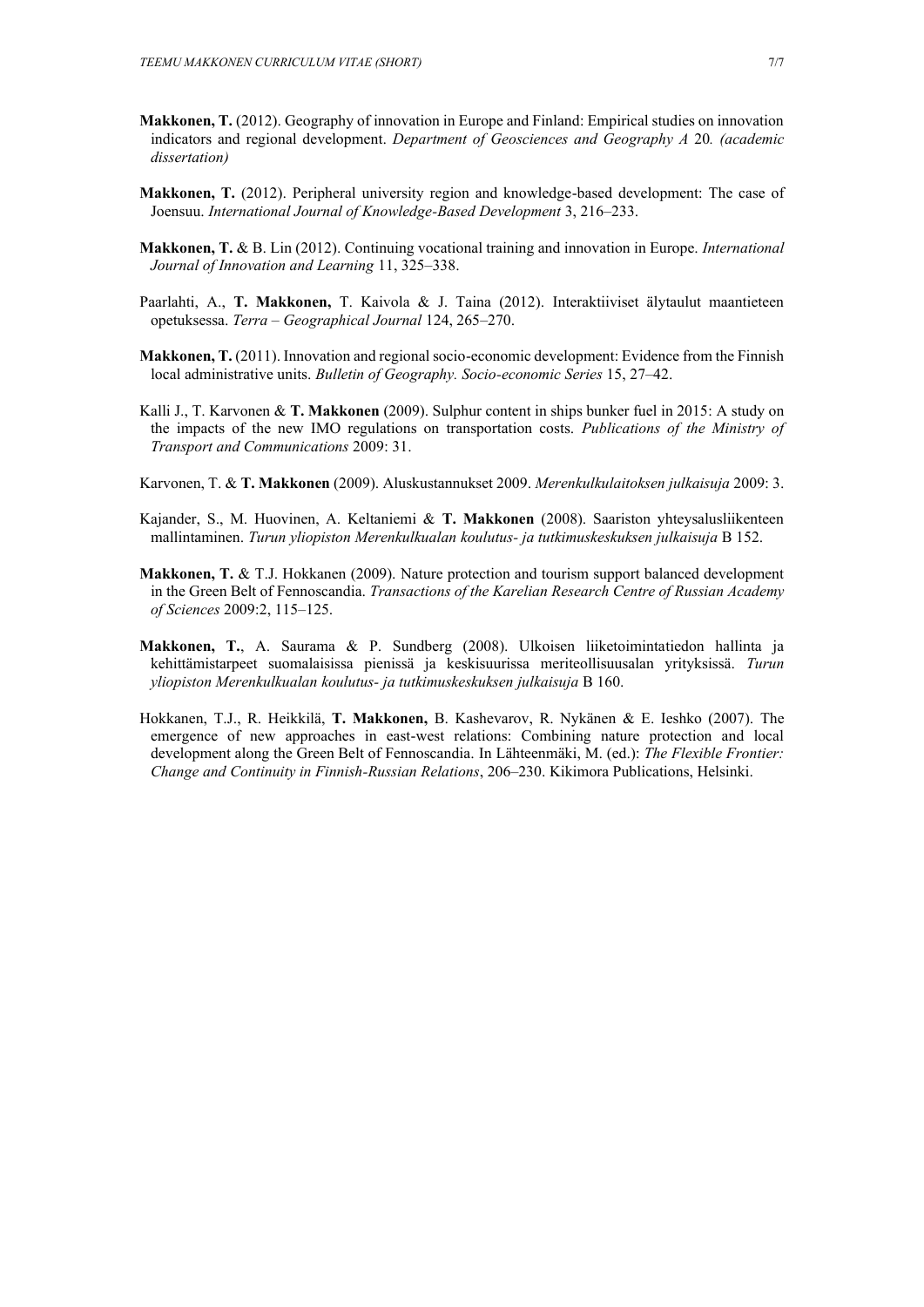**Makkonen, T.** (2012). Geography of innovation in Europe and Finland: Empirical studies on innovation indicators and regional development. *Department of Geosciences and Geography A* 20*. (academic dissertation)*

**Makkonen, T.** (2012). Peripheral university region and knowledge-based development: The case of Joensuu. *International Journal of Knowledge-Based Development* 3, 216–233.

**Makkonen, T.** & B. Lin (2012). Continuing vocational training and innovation in Europe. *International Journal of Innovation and Learning* 11, 325–338.

Paarlahti, A., **T. Makkonen,** T. Kaivola & J. Taina (2012). Interaktiiviset älytaulut maantieteen opetuksessa. *Terra – Geographical Journal* 124, 265–270.

**Makkonen, T.** (2011). Innovation and regional socio-economic development: Evidence from the Finnish local administrative units. *Bulletin of Geography. Socio-economic Series* 15, 27–42.

Kalli J., T. Karvonen & **T. Makkonen** (2009). Sulphur content in ships bunker fuel in 2015: A study on the impacts of the new IMO regulations on transportation costs. *Publications of the Ministry of Transport and Communications* 2009: 31.

Karvonen, T. & **T. Makkonen** (2009). Aluskustannukset 2009. *Merenkulkulaitoksen julkaisuja* 2009: 3.

Kajander, S., M. Huovinen, A. Keltaniemi & **T. Makkonen** (2008). Saariston yhteysalusliikenteen mallintaminen. *Turun yliopiston Merenkulkualan koulutus- ja tutkimuskeskuksen julkaisuja* B 152.

**Makkonen, T.** & T.J. Hokkanen (2009). Nature protection and tourism support balanced development in the Green Belt of Fennoscandia. *Transactions of the Karelian Research Centre of Russian Academy of Sciences* 2009:2, 115–125.

**Makkonen, T.**, A. Saurama & P. Sundberg (2008). Ulkoisen liiketoimintatiedon hallinta ja kehittämistarpeet suomalaisissa pienissä ja keskisuurissa meriteollisuusalan yrityksissä. *Turun yliopiston Merenkulkualan koulutus- ja tutkimuskeskuksen julkaisuja* B 160.

Hokkanen, T.J., R. Heikkilä, **T. Makkonen,** B. Kashevarov, R. Nykänen & E. Ieshko (2007). The emergence of new approaches in east-west relations: Combining nature protection and local development along the Green Belt of Fennoscandia. In Lähteenmäki, M. (ed.): *The Flexible Frontier: Change and Continuity in Finnish-Russian Relations*, 206–230. Kikimora Publications, Helsinki.